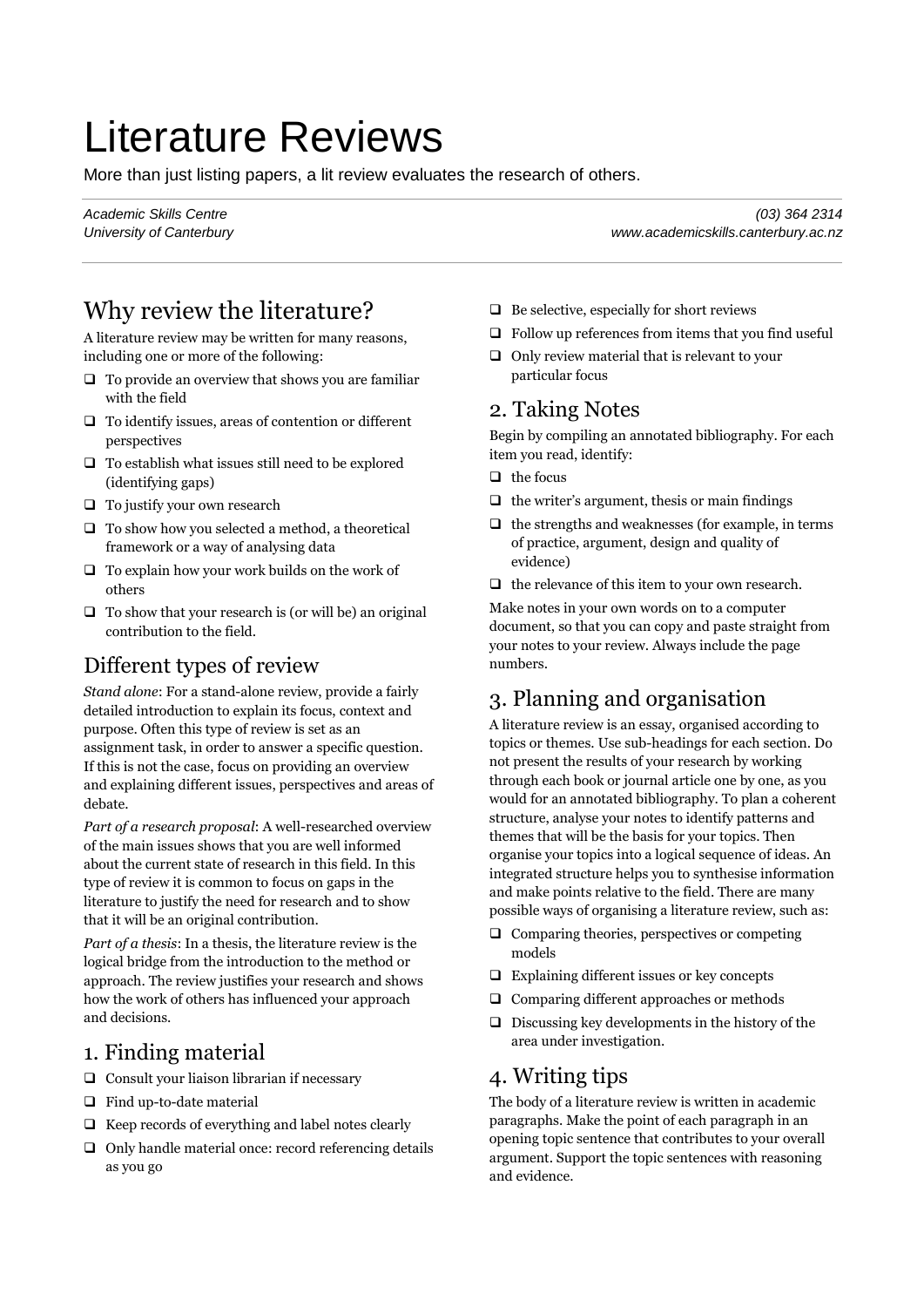# Literature Reviews

More than just listing papers, a lit review evaluates the research of others.

*Academic Skills Centre* *(03) 364 2314*
*University of Canterbury* *www.academicskills.canterbury.ac.nz*

## Why review the literature?

A literature review may be written for many reasons, including one or more of the following:

- To provide an overview that shows you are familiar with the field
- To identify issues, areas of contention or different perspectives
- To establish what issues still need to be explored (identifying gaps)
- To justify your own research
- To show how you selected a method, a theoretical framework or a way of analysing data
- To explain how your work builds on the work of others
- To show that your research is (or will be) an original contribution to the field.

## Different types of review

*Stand alone*: For a stand-alone review, provide a fairly detailed introduction to explain its focus, context and purpose. Often this type of review is set as an assignment task, in order to answer a specific question. If this is not the case, focus on providing an overview and explaining different issues, perspectives and areas of debate.

*Part of a research proposal*: A well-researched overview of the main issues shows that you are well informed about the current state of research in this field. In this type of review it is common to focus on gaps in the literature to justify the need for research and to show that it will be an original contribution.

*Part of a thesis*: In a thesis, the literature review is the logical bridge from the introduction to the method or approach. The review justifies your research and shows how the work of others has influenced your approach and decisions.

## 1. Finding material

- Consult your liaison librarian if necessary
- Find up-to-date material
- Keep records of everything and label notes clearly
- Only handle material once: record referencing details as you go
- Be selective, especially for short reviews
- Follow up references from items that you find useful
- Only review material that is relevant to your particular focus

## 2. Taking Notes

Begin by compiling an annotated bibliography. For each item you read, identify:

- the focus
- the writer's argument, thesis or main findings
- the strengths and weaknesses (for example, in terms of practice, argument, design and quality of evidence)
- the relevance of this item to your own research.

Make notes in your own words on to a computer document, so that you can copy and paste straight from your notes to your review. Always include the page numbers.

## 3. Planning and organisation

A literature review is an essay, organised according to topics or themes. Use sub-headings for each section. Do not present the results of your research by working through each book or journal article one by one, as you would for an annotated bibliography. To plan a coherent structure, analyse your notes to identify patterns and themes that will be the basis for your topics. Then organise your topics into a logical sequence of ideas. An integrated structure helps you to synthesise information and make points relative to the field. There are many possible ways of organising a literature review, such as:

- Comparing theories, perspectives or competing models
- Explaining different issues or key concepts
- Comparing different approaches or methods
- Discussing key developments in the history of the area under investigation.

## 4. Writing tips

The body of a literature review is written in academic paragraphs. Make the point of each paragraph in an opening topic sentence that contributes to your overall argument. Support the topic sentences with reasoning and evidence.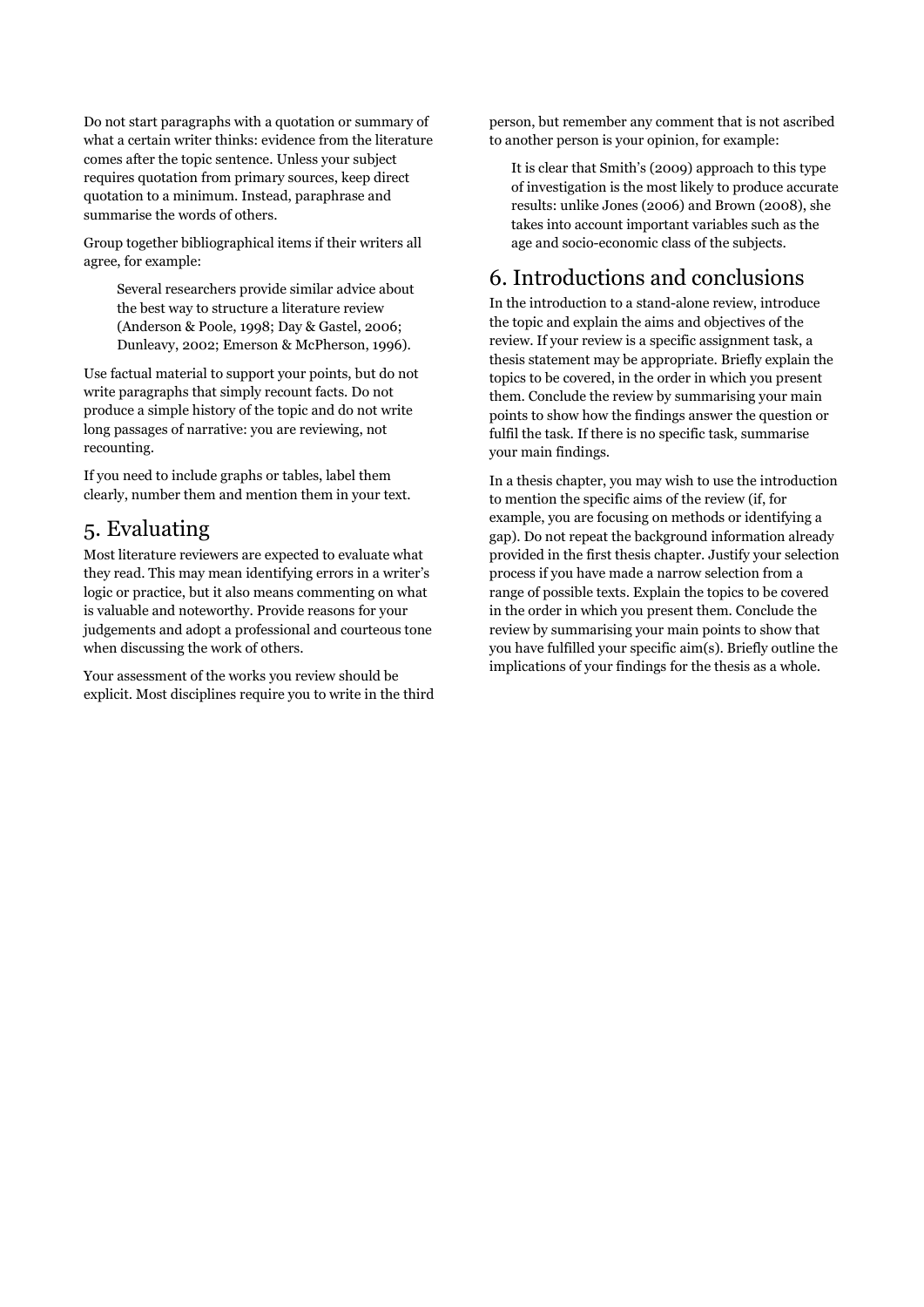Do not start paragraphs with a quotation or summary of what a certain writer thinks: evidence from the literature comes after the topic sentence. Unless your subject requires quotation from primary sources, keep direct quotation to a minimum. Instead, paraphrase and summarise the words of others.

Group together bibliographical items if their writers all agree, for example:

> Several researchers provide similar advice about the best way to structure a literature review (Anderson & Poole, 1998; Day & Gastel, 2006; Dunleavy, 2002; Emerson & McPherson, 1996).

Use factual material to support your points, but do not write paragraphs that simply recount facts. Do not produce a simple history of the topic and do not write long passages of narrative: you are reviewing, not recounting.

If you need to include graphs or tables, label them clearly, number them and mention them in your text.

## 5. Evaluating

Most literature reviewers are expected to evaluate what they read. This may mean identifying errors in a writer's logic or practice, but it also means commenting on what is valuable and noteworthy. Provide reasons for your judgements and adopt a professional and courteous tone when discussing the work of others.

Your assessment of the works you review should be explicit. Most disciplines require you to write in the third person, but remember any comment that is not ascribed to another person is your opinion, for example:

> It is clear that Smith's (2009) approach to this type of investigation is the most likely to produce accurate results: unlike Jones (2006) and Brown (2008), she takes into account important variables such as the age and socio-economic class of the subjects.

## 6. Introductions and conclusions

In the introduction to a stand-alone review, introduce the topic and explain the aims and objectives of the review. If your review is a specific assignment task, a thesis statement may be appropriate. Briefly explain the topics to be covered, in the order in which you present them. Conclude the review by summarising your main points to show how the findings answer the question or fulfil the task. If there is no specific task, summarise your main findings.

In a thesis chapter, you may wish to use the introduction to mention the specific aims of the review (if, for example, you are focusing on methods or identifying a gap). Do not repeat the background information already provided in the first thesis chapter. Justify your selection process if you have made a narrow selection from a range of possible texts. Explain the topics to be covered in the order in which you present them. Conclude the review by summarising your main points to show that you have fulfilled your specific aim(s). Briefly outline the implications of your findings for the thesis as a whole.